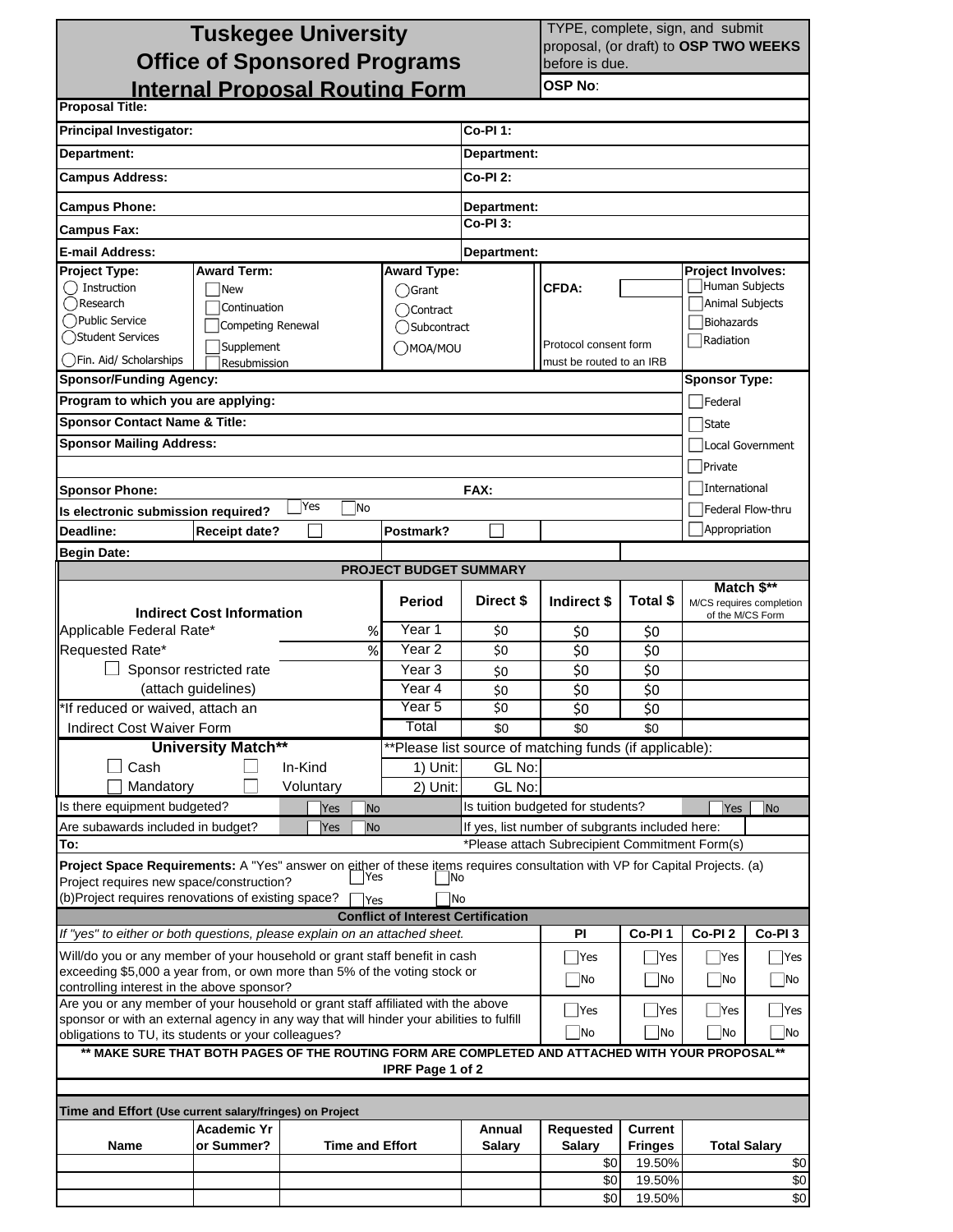# Tuskegee University
## Office of Sponsored Programs
## Internal Proposal Routing Form

TYPE, complete, sign, and submit proposal, (or draft) to **OSP TWO WEEKS** before is due.

**OSP No**:

| | |
|---|---|
| **Proposal Title:** | |
| **Principal Investigator:** | **Co-PI 1:** |
| **Department:** | **Department:** |
| **Campus Address:** | **Co-PI 2:** |
| **Campus Phone:** | **Department:** |
| **Campus Fax:** | **Co-PI 3:** |
| **E-mail Address:** | **Department:** |

| **Project Type:** | **Award Term:** | **Award Type:** | | **Project Involves:** |
|---|---|---|---|---|
| ◯ Instruction | ☐ New | ◯ Grant | **CFDA:** | ☐ Human Subjects |
| ◯ Research | ☐ Continuation | ◯ Contract | | ☐ Animal Subjects |
| ◯ Public Service | ☐ Competing Renewal | ◯ Subcontract | | ☐ Biohazards |
| ◯ Student Services | ☐ Supplement | ◯ MOA/MOU | Protocol consent form must be routed to an IRB | ☐ Radiation |
| ◯ Fin. Aid/ Scholarships | ☐ Resubmission | | | |

| | **Sponsor Type:** |
|---|---|
| **Sponsor/Funding Agency:** | |
| **Program to which you are applying:** | ☐ Federal |
| **Sponsor Contact Name & Title:** | ☐ State |
| **Sponsor Mailing Address:** | ☐ Local Government |
| | ☐ Private |
| **Sponsor Phone:** **FAX:** | ☐ International |
| **Is electronic submission required?** ☐ Yes ☐ No | ☐ Federal Flow-thru |
| **Deadline:** **Receipt date?** ☐ **Postmark?** ☐ | ☐ Appropriation |
| **Begin Date:** | |

### PROJECT BUDGET SUMMARY

| **Indirect Cost Information** | | **Period** | **Direct $** | **Indirect $** | **Total $** | **Match $**** M/CS requires completion of the M/CS Form |
|---|---|---|---|---|---|---|
| Applicable Federal Rate* | % | Year 1 | $0 | $0 | $0 | |
| Requested Rate* | % | Year 2 | $0 | $0 | $0 | |
| ☐ Sponsor restricted rate | | Year 3 | $0 | $0 | $0 | |
| (attach guidelines) | | Year 4 | $0 | $0 | $0 | |
| *If reduced or waived, attach an | | Year 5 | $0 | $0 | $0 | |
| Indirect Cost Waiver Form | | Total | $0 | $0 | $0 | |

| **University Match**** | | **Please list source of matching funds (if applicable): | |
|---|---|---|---|
| ☐ Cash | ☐ In-Kind | 1) Unit: | GL No: |
| ☐ Mandatory | ☐ Voluntary | 2) Unit: | GL No: |

| | | | |
|---|---|---|---|
| Is there equipment budgeted? | ☐ Yes ☐ No | Is tuition budgeted for students? | ☐ Yes ☐ No |
| Are subawards included in budget? | ☐ Yes ☐ No | If yes, list number of subgrants included here: | |
| **To:** | | *Please attach Subrecipient Commitment Form(s) | |

**Project Space Requirements:** A "Yes" answer on either of these items requires consultation with VP for Capital Projects. (a) Project requires new space/construction? ☐ Yes ☐ No
(b)Project requires renovations of existing space? ☐ Yes ☐ No

### Conflict of Interest Certification

| *If "yes" to either or both questions, please explain on an attached sheet.* | **PI** | **Co-PI 1** | **Co-PI 2** | **Co-PI 3** |
|---|---|---|---|---|
| Will/do you or any member of your household or grant staff benefit in cash exceeding $5,000 a year from, or own more than 5% of the voting stock or controlling interest in the above sponsor? | ☐ Yes ☐ No | ☐ Yes ☐ No | ☐ Yes ☐ No | ☐ Yes ☐ No |
| Are you or any member of your household or grant staff affiliated with the above sponsor or with an external agency in any way that will hinder your abilities to fulfill obligations to TU, its students or your colleagues? | ☐ Yes ☐ No | ☐ Yes ☐ No | ☐ Yes ☐ No | ☐ Yes ☐ No |

**** MAKE SURE THAT BOTH PAGES OF THE ROUTING FORM ARE COMPLETED AND ATTACHED WITH YOUR PROPOSAL****

**IPRF Page 1 of 2**

**Time and Effort (Use current salary/fringes) on Project**

| **Name** | **Academic Yr or Summer?** | **Time and Effort** | **Annual Salary** | **Requested Salary** | **Current Fringes** | **Total Salary** |
|---|---|---|---|---|---|---|
| | | | | $0 | 19.50% | $0 |
| | | | | $0 | 19.50% | $0 |
| | | | | $0 | 19.50% | $0 |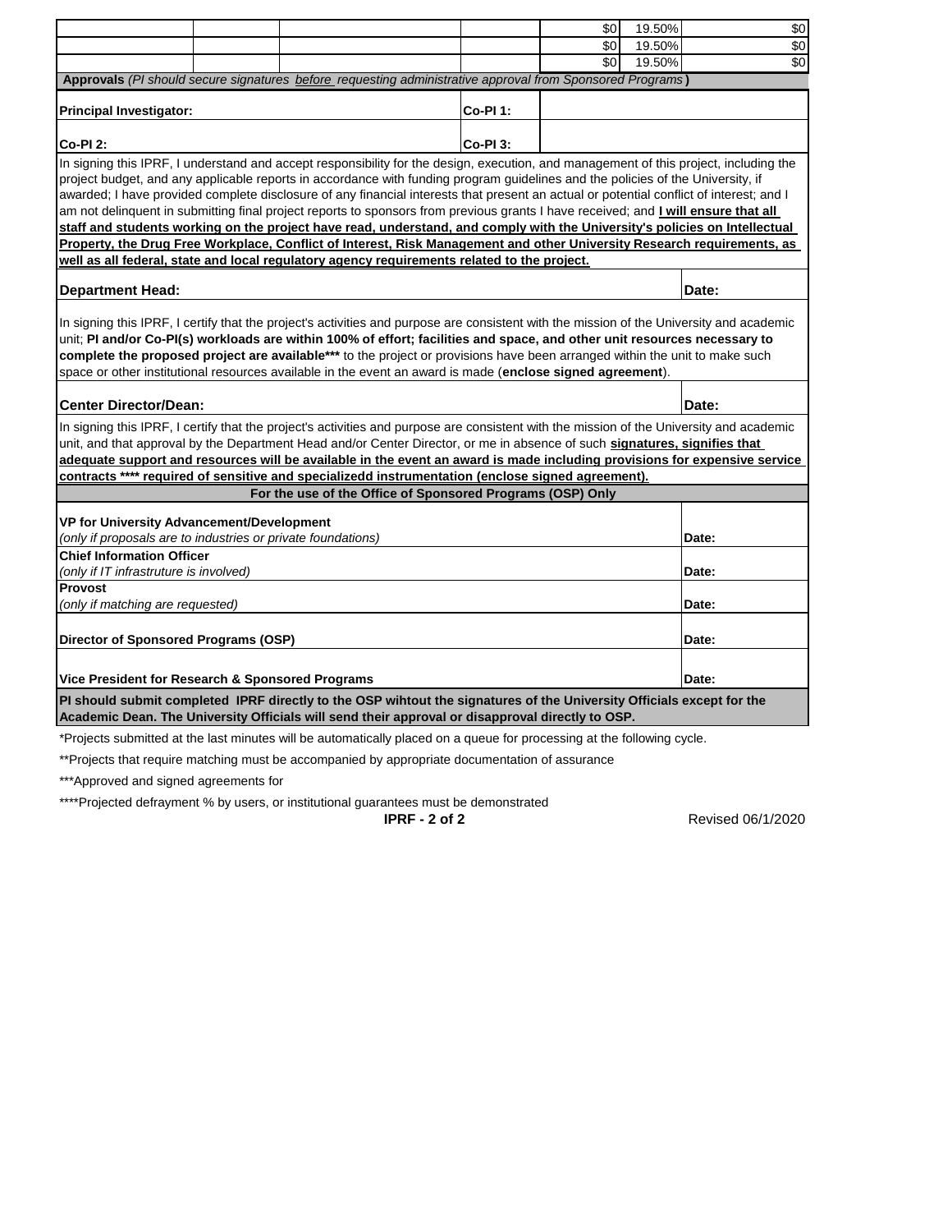| | | | | | | |
|---|---|---|---|---|---|---|
| | | | | $0 | 19.50% | $0 |
| | | | | $0 | 19.50% | $0 |
| | | | | $0 | 19.50% | $0 |

**Approvals** *(PI should secure signatures before requesting administrative approval from Sponsored Programs)*

| | | | |
|---|---|---|---|
| **Principal Investigator:** | | **Co-PI 1:** | |
| **Co-PI 2:** | | **Co-PI 3:** | |

In signing this IPRF, I understand and accept responsibility for the design, execution, and management of this project, including the project budget, and any applicable reports in accordance with funding program guidelines and the policies of the University, if awarded; I have provided complete disclosure of any financial interests that present an actual or potential conflict of interest; and I am not delinquent in submitting final project reports to sponsors from previous grants I have received; and **I will ensure that all staff and students working on the project have read, understand, and comply with the University's policies on Intellectual Property, the Drug Free Workplace, Conflict of Interest, Risk Management and other University Research requirements, as well as all federal, state and local regulatory agency requirements related to the project.**

**Department Head:** **Date:**

In signing this IPRF, I certify that the project's activities and purpose are consistent with the mission of the University and academic unit; **PI and/or Co-PI(s) workloads are within 100% of effort; facilities and space, and other unit resources necessary to complete the proposed project are available***** to the project or provisions have been arranged within the unit to make such space or other institutional resources available in the event an award is made (**enclose signed agreement**).

**Center Director/Dean:** **Date:**

In signing this IPRF, I certify that the project's activities and purpose are consistent with the mission of the University and academic unit, and that approval by the Department Head and/or Center Director, or me in absence of such **signatures, signifies that adequate support and resources will be available in the event an award is made including provisions for expensive service contracts **** required of sensitive and specializedd instrumentation (enclose signed agreement).**

**For the use of the Office of Sponsored Programs (OSP) Only**

| | |
|---|---|
| **VP for University Advancement/Development** *(only if proposals are to industries or private foundations)* | **Date:** |
| **Chief Information Officer** *(only if IT infrastruture is involved)* | **Date:** |
| **Provost** *(only if matching are requested)* | **Date:** |
| **Director of Sponsored Programs (OSP)** | **Date:** |
| **Vice President for Research & Sponsored Programs** | **Date:** |

**PI should submit completed IPRF directly to the OSP wihtout the signatures of the University Officials except for the Academic Dean. The University Officials will send their approval or disapproval directly to OSP.**

*Projects submitted at the last minutes will be automatically placed on a queue for processing at the following cycle.

**Projects that require matching must be accompanied by appropriate documentation of assurance

***Approved and signed agreements for

****Projected defrayment % by users, or institutional guarantees must be demonstrated

**IPRF - 2 of 2** Revised 06/1/2020